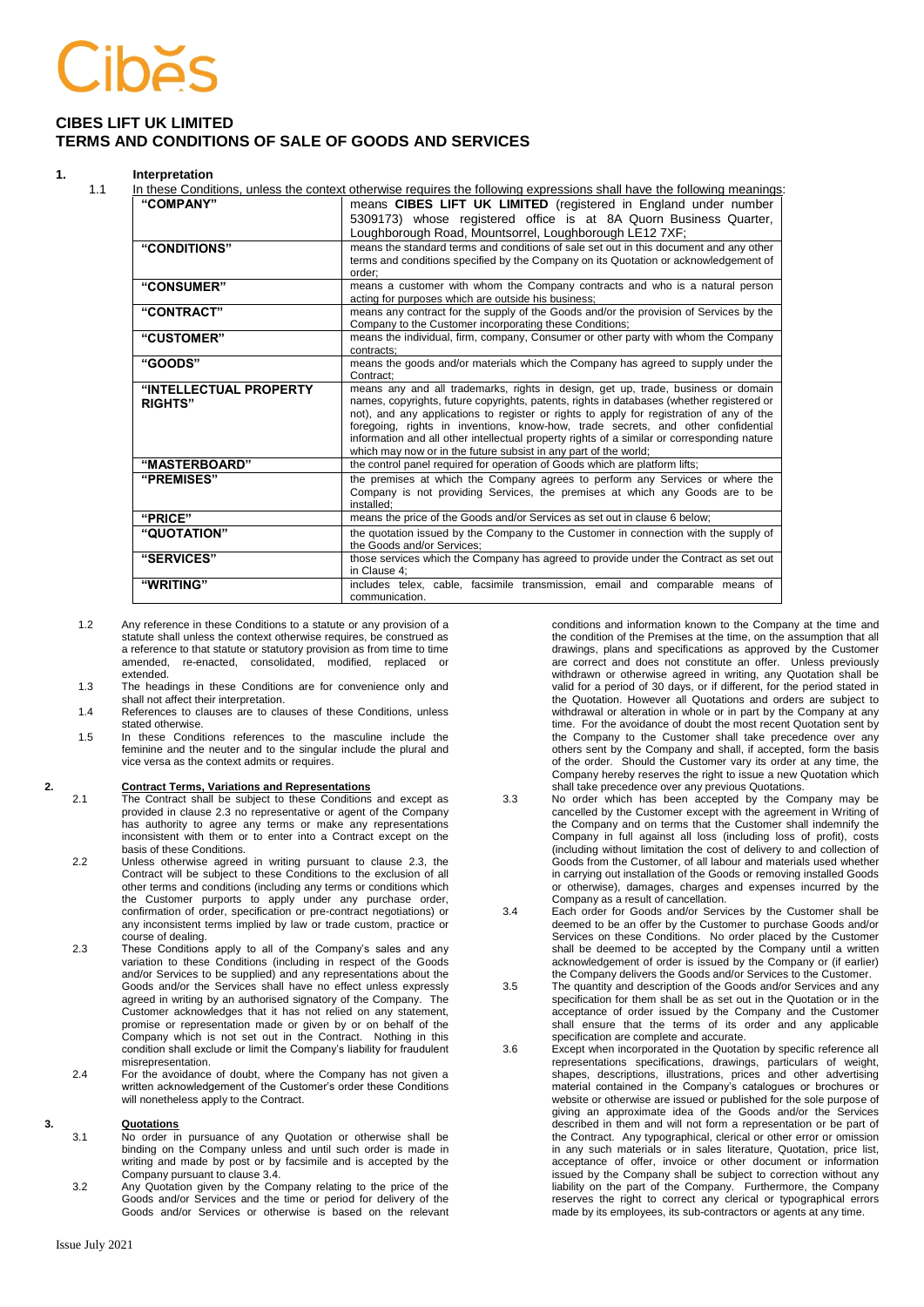# CIBES LIFT UK LIMITED
# TERMS AND CONDITIONS OF SALE OF GOODS AND SERVICES

## 1. Interpretation

1.1 In these Conditions, unless the context otherwise requires the following expressions shall have the following meanings:

| | |
|---|---|
| **"COMPANY"** | means **CIBES LIFT UK LIMITED** (registered in England under number 5309173) whose registered office is at 8A Quorn Business Quarter, Loughborough Road, Mountsorrel, Loughborough LE12 7XF; |
| **"CONDITIONS"** | means the standard terms and conditions of sale set out in this document and any other terms and conditions specified by the Company on its Quotation or acknowledgement of order; |
| **"CONSUMER"** | means a customer with whom the Company contracts and who is a natural person acting for purposes which are outside his business; |
| **"CONTRACT"** | means any contract for the supply of the Goods and/or the provision of Services by the Company to the Customer incorporating these Conditions; |
| **"CUSTOMER"** | means the individual, firm, company, Consumer or other party with whom the Company contracts; |
| **"GOODS"** | means the goods and/or materials which the Company has agreed to supply under the Contract; |
| **"INTELLECTUAL PROPERTY RIGHTS"** | means any and all trademarks, rights in design, get up, trade, business or domain names, copyrights, future copyrights, patents, rights in databases (whether registered or not), and any applications to register or rights to apply for registration of any of the foregoing, rights in inventions, know-how, trade secrets, and other confidential information and all other intellectual property rights of a similar or corresponding nature which may now or in the future subsist in any part of the world; |
| **"MASTERBOARD"** | the control panel required for operation of Goods which are platform lifts; |
| **"PREMISES"** | the premises at which the Company agrees to perform any Services or where the Company is not providing Services, the premises at which any Goods are to be installed; |
| **"PRICE"** | means the price of the Goods and/or Services as set out in clause 6 below; |
| **"QUOTATION"** | the quotation issued by the Company to the Customer in connection with the supply of the Goods and/or Services; |
| **"SERVICES"** | those services which the Company has agreed to provide under the Contract as set out in Clause 4; |
| **"WRITING"** | includes telex, cable, facsimile transmission, email and comparable means of communication. |

1.2 Any reference in these Conditions to a statute or any provision of a statute shall unless the context otherwise requires, be construed as a reference to that statute or statutory provision as from time to time amended, re-enacted, consolidated, modified, replaced or extended.

1.3 The headings in these Conditions are for convenience only and shall not affect their interpretation.

1.4 References to clauses are to clauses of these Conditions, unless stated otherwise.

1.5 In these Conditions references to the masculine include the feminine and the neuter and to the singular include the plural and vice versa as the context admits or requires.

## 2. Contract Terms, Variations and Representations

2.1 The Contract shall be subject to these Conditions and except as provided in clause 2.3 no representative or agent of the Company has authority to agree any terms or make any representations inconsistent with them or to enter into a Contract except on the basis of these Conditions.

2.2 Unless otherwise agreed in writing pursuant to clause 2.3, the Contract will be subject to these Conditions to the exclusion of all other terms and conditions (including any terms or conditions which the Customer purports to apply under any purchase order, confirmation of order, specification or pre-contract negotiations) or any inconsistent terms implied by law or trade custom, practice or course of dealing.

2.3 These Conditions apply to all of the Company's sales and any variation to these Conditions (including in respect of the Goods and/or Services to be supplied) and any representations about the Goods and/or the Services shall have no effect unless expressly agreed in writing by an authorised signatory of the Company. The Customer acknowledges that it has not relied on any statement, promise or representation made or given by or on behalf of the Company which is not set out in the Contract. Nothing in this condition shall exclude or limit the Company's liability for fraudulent misrepresentation.

2.4 For the avoidance of doubt, where the Company has not given a written acknowledgement of the Customer's order these Conditions will nonetheless apply to the Contract.

## 3. Quotations

3.1 No order in pursuance of any Quotation or otherwise shall be binding on the Company unless and until such order is made in writing and made by post or by facsimile and is accepted by the Company pursuant to clause 3.4.

3.2 Any Quotation given by the Company relating to the price of the Goods and/or Services and the time or period for delivery of the Goods and/or Services or otherwise is based on the relevant conditions and information known to the Company at the time and the condition of the Premises at the time, on the assumption that all drawings, plans and specifications as approved by the Customer are correct and does not constitute an offer. Unless previously withdrawn or otherwise agreed in writing, any Quotation shall be valid for a period of 30 days, or if different, for the period stated in the Quotation. However all Quotations and orders are subject to withdrawal or alteration in whole or in part by the Company at any time. For the avoidance of doubt the most recent Quotation sent by the Company to the Customer shall take precedence over any others sent by the Company and shall, if accepted, form the basis of the order. Should the Customer vary its order at any time, the Company hereby reserves the right to issue a new Quotation which shall take precedence over any previous Quotations.

3.3 No order which has been accepted by the Company may be cancelled by the Customer except with the agreement in Writing of the Company and on terms that the Customer shall indemnify the Company in full against all loss (including loss of profit), costs (including without limitation the cost of delivery to and collection of Goods from the Customer, of all labour and materials used whether in carrying out installation of the Goods or removing installed Goods or otherwise), damages, charges and expenses incurred by the Company as a result of cancellation.

3.4 Each order for Goods and/or Services by the Customer shall be deemed to be an offer by the Customer to purchase Goods and/or Services on these Conditions. No order placed by the Customer shall be deemed to be accepted by the Company until a written acknowledgement of order is issued by the Company or (if earlier) the Company delivers the Goods and/or Services to the Customer.

3.5 The quantity and description of the Goods and/or Services and any specification for them shall be as set out in the Quotation or in the acceptance of order issued by the Company and the Customer shall ensure that the terms of its order and any applicable specification are complete and accurate.

3.6 Except when incorporated in the Quotation by specific reference all representations specifications, drawings, particulars of weight, shapes, descriptions, illustrations, prices and other advertising material contained in the Company's catalogues or brochures or website or otherwise are issued or published for the sole purpose of giving an approximate idea of the Goods and/or the Services described in them and will not form a representation or be part of the Contract. Any typographical, clerical or other error or omission in any such materials or in sales literature, Quotation, price list, acceptance of offer, invoice or other document or information issued by the Company shall be subject to correction without any liability on the part of the Company. Furthermore, the Company reserves the right to correct any clerical or typographical errors made by its employees, its sub-contractors or agents at any time.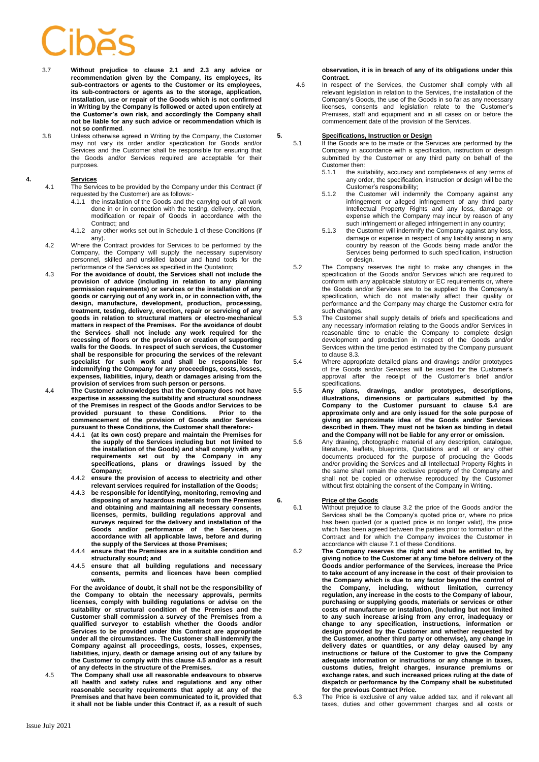3.7 **Without prejudice to clause 2.1 and 2.3 any advice or recommendation given by the Company, its employees, its sub-contractors or agents to the Customer or its employees, its sub-contractors or agents as to the storage, application, installation, use or repair of the Goods which is not confirmed in Writing by the Company is followed or acted upon entirely at the Customer's own risk, and accordingly the Company shall not be liable for any such advice or recommendation which is not so confirmed**.

3.8 Unless otherwise agreed in Writing by the Company, the Customer may not vary its order and/or specification for Goods and/or Services and the Customer shall be responsible for ensuring that the Goods and/or Services required are acceptable for their purposes.

## 4. Services

4.1 The Services to be provided by the Company under this Contract (if requested by the Customer) are as follows:-

4.1.1 the installation of the Goods and the carrying out of all work done in or in connection with the testing, delivery, erection, modification or repair of Goods in accordance with the Contract; and

4.1.2 any other works set out in Schedule 1 of these Conditions (if any).

4.2 Where the Contract provides for Services to be performed by the Company, the Company will supply the necessary supervisory personnel, skilled and unskilled labour and hand tools for the performance of the Services as specified in the Quotation;

4.3 **For the avoidance of doubt, the Services shall not include the provision of advice (including in relation to any planning permission requirements) or services or the installation of any goods or carrying out of any work in, or in connection with, the design, manufacture, development, production, processing, treatment, testing, delivery, erection, repair or servicing of any goods in relation to structural matters or electro-mechanical matters in respect of the Premises. For the avoidance of doubt the Services shall not include any work required for the recessing of floors or the provision or creation of supporting walls for the Goods. In respect of such services, the Customer shall be responsible for procuring the services of the relevant specialist for such work and shall be responsible for indemnifying the Company for any proceedings, costs, losses, expenses, liabilities, injury, death or damages arising from the provision of services from such person or persons**.

4.4 **The Customer acknowledges that the Company does not have expertise in assessing the suitability and structural soundness of the Premises in respect of the Goods and/or Services to be provided pursuant to these Conditions. Prior to the commencement of the provision of Goods and/or Services pursuant to these Conditions, the Customer shall therefore:-**

4.4.1 **(at its own cost) prepare and maintain the Premises for the supply of the Services including but not limited to the installation of the Goods) and shall comply with any requirements set out by the Company in any specifications, plans or drawings issued by the Company;**

4.4.2 **ensure the provision of access to electricity and other relevant services required for installation of the Goods;**

4.4.3 **be responsible for identifying, monitoring, removing and disposing of any hazardous materials from the Premises and obtaining and maintaining all necessary consents, licenses, permits, building regulations approval and surveys required for the delivery and installation of the Goods and/or performance of the Services, in accordance with all applicable laws, before and during the supply of the Services at those Premises;**

4.4.4 **ensure that the Premises are in a suitable condition and structurally sound; and**

4.4.5 **ensure that all building regulations and necessary consents, permits and licences have been complied with.**

**For the avoidance of doubt, it shall not be the responsibility of the Company to obtain the necessary approvals, permits licenses, comply with building regulations or advise on the suitability or structural condition of the Premises and the Customer shall commission a survey of the Premises from a qualified surveyor to establish whether the Goods and/or Services to be provided under this Contract are appropriate under all the circumstances. The Customer shall indemnify the Company against all proceedings, costs, losses, expenses, liabilities, injury, death or damage arising out of any failure by the Customer to comply with this clause 4.5 and/or as a result of any defects in the structure of the Premises.**

4.5 **The Company shall use all reasonable endeavours to observe all health and safety rules and regulations and any other reasonable security requirements that apply at any of the Premises and that have been communicated to it, provided that it shall not be liable under this Contract if, as a result of such observation, it is in breach of any of its obligations under this Contract.**

4.6 In respect of the Services, the Customer shall comply with all relevant legislation in relation to the Services, the installation of the Company's Goods, the use of the Goods in so far as any necessary licenses, consents and legislation relate to the Customer's Premises, staff and equipment and in all cases on or before the commencement date of the provision of the Services.

## 5. Specifications, Instruction or Design

5.1 If the Goods are to be made or the Services are performed by the Company in accordance with a specification, instruction or design submitted by the Customer or any third party on behalf of the Customer then:

5.1.1 the suitability, accuracy and completeness of any terms of any order, the specification, instruction or design will be the Customer's responsibility;

5.1.2 the Customer will indemnify the Company against any infringement or alleged infringement of any third party Intellectual Property Rights and any loss, damage or expense which the Company may incur by reason of any such infringement or alleged infringement in any country;

5.1.3 the Customer will indemnify the Company against any loss, damage or expense in respect of any liability arising in any country by reason of the Goods being made and/or the Services being performed to such specification, instruction or design.

5.2 The Company reserves the right to make any changes in the specification of the Goods and/or Services which are required to conform with any applicable statutory or EC requirements or, where the Goods and/or Services are to be supplied to the Company's specification, which do not materially affect their quality or performance and the Company may charge the Customer extra for such changes.

5.3 The Customer shall supply details of briefs and specifications and any necessary information relating to the Goods and/or Services in reasonable time to enable the Company to complete design development and production in respect of the Goods and/or Services within the time period estimated by the Company pursuant to clause 8.3.

5.4 Where appropriate detailed plans and drawings and/or prototypes of the Goods and/or Services will be issued for the Customer's approval after the receipt of the Customer's brief and/or specifications.

5.5 **Any plans, drawings, and/or prototypes, descriptions, illustrations, dimensions or particulars submitted by the Company to the Customer pursuant to clause 5.4 are approximate only and are only issued for the sole purpose of giving an approximate idea of the Goods and/or Services described in them. They must not be taken as binding in detail and the Company will not be liable for any error or omission.**

5.6 Any drawing, photographic material of any description, catalogue, literature, leaflets, blueprints, Quotations and all or any other documents produced for the purpose of producing the Goods and/or providing the Services and all Intellectual Property Rights in the same shall remain the exclusive property of the Company and shall not be copied or otherwise reproduced by the Customer without first obtaining the consent of the Company in Writing.

## 6. Price of the Goods

6.1 Without prejudice to clause 3.2 the price of the Goods and/or the Services shall be the Company's quoted price or, where no price has been quoted (or a quoted price is no longer valid), the price which has been agreed between the parties prior to formation of the Contract and for which the Company invoices the Customer in accordance with clause 7.1 of these Conditions.

6.2 **The Company reserves the right and shall be entitled to, by giving notice to the Customer at any time before delivery of the Goods and/or performance of the Services, increase the Price to take account of any increase in the cost of their provision to the Company which is due to any factor beyond the control of the Company, including, without limitation, currency regulation, any increase in the costs to the Company of labour, purchasing or supplying goods, materials or services or other costs of manufacture or installation, (including but not limited to any such increase arising from any error, inadequacy or change to any specification, instructions, information or design provided by the Customer and whether requested by the Customer, another third party or otherwise), any change in delivery dates or quantities, or any delay caused by any instructions or failure of the Customer to give the Company adequate information or instructions or any change in taxes, customs duties, freight charges, insurance premiums or exchange rates, and such increased prices ruling at the date of dispatch or performance by the Company shall be substituted for the previous Contract Price.**

6.3 The Price is exclusive of any value added tax, and if relevant all taxes, duties and other government charges and all costs or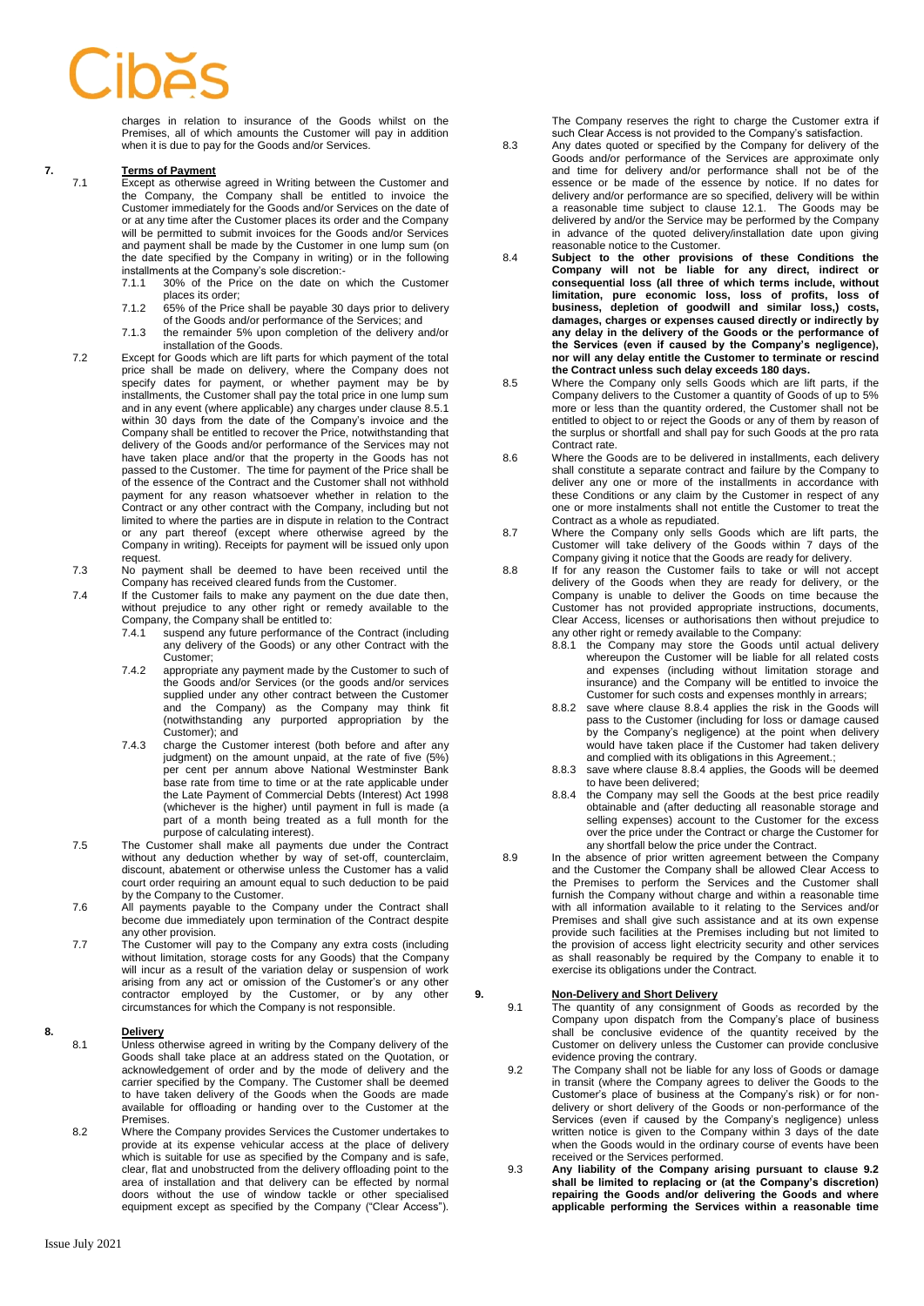charges in relation to insurance of the Goods whilst on the Premises, all of which amounts the Customer will pay in addition when it is due to pay for the Goods and/or Services.

## 7. Terms of Payment

7.1 Except as otherwise agreed in Writing between the Customer and the Company, the Company shall be entitled to invoice the Customer immediately for the Goods and/or Services on the date of or at any time after the Customer places its order and the Company will be permitted to submit invoices for the Goods and/or Services and payment shall be made by the Customer in one lump sum (on the date specified by the Company in writing) or in the following installments at the Company's sole discretion:-

7.1.1 30% of the Price on the date on which the Customer places its order;

7.1.2 65% of the Price shall be payable 30 days prior to delivery of the Goods and/or performance of the Services; and

7.1.3 the remainder 5% upon completion of the delivery and/or installation of the Goods.

7.2 Except for Goods which are lift parts for which payment of the total price shall be made on delivery, where the Company does not specify dates for payment, or whether payment may be by installments, the Customer shall pay the total price in one lump sum and in any event (where applicable) any charges under clause 8.5.1 within 30 days from the date of the Company's invoice and the Company shall be entitled to recover the Price, notwithstanding that delivery of the Goods and/or performance of the Services may not have taken place and/or that the property in the Goods has not passed to the Customer. The time for payment of the Price shall be of the essence of the Contract and the Customer shall not withhold payment for any reason whatsoever whether in relation to the Contract or any other contract with the Company, including but not limited to where the parties are in dispute in relation to the Contract or any part thereof (except where otherwise agreed by the Company in writing). Receipts for payment will be issued only upon request.

7.3 No payment shall be deemed to have been received until the Company has received cleared funds from the Customer.

7.4 If the Customer fails to make any payment on the due date then, without prejudice to any other right or remedy available to the Company, the Company shall be entitled to:

7.4.1 suspend any future performance of the Contract (including any delivery of the Goods) or any other Contract with the Customer;

7.4.2 appropriate any payment made by the Customer to such of the Goods and/or Services (or the goods and/or services supplied under any other contract between the Customer and the Company) as the Company may think fit (notwithstanding any purported appropriation by the Customer); and

7.4.3 charge the Customer interest (both before and after any judgment) on the amount unpaid, at the rate of five (5%) per cent per annum above National Westminster Bank base rate from time to time or at the rate applicable under the Late Payment of Commercial Debts (Interest) Act 1998 (whichever is the higher) until payment in full is made (a part of a month being treated as a full month for the purpose of calculating interest).

7.5 The Customer shall make all payments due under the Contract without any deduction whether by way of set-off, counterclaim, discount, abatement or otherwise unless the Customer has a valid court order requiring an amount equal to such deduction to be paid by the Company to the Customer.

7.6 All payments payable to the Company under the Contract shall become due immediately upon termination of the Contract despite any other provision.

7.7 The Customer will pay to the Company any extra costs (including without limitation, storage costs for any Goods) that the Company will incur as a result of the variation delay or suspension of work arising from any act or omission of the Customer's or any other contractor employed by the Customer, or by any other circumstances for which the Company is not responsible.

## 8. Delivery

8.1 Unless otherwise agreed in writing by the Company delivery of the Goods shall take place at an address stated on the Quotation, or acknowledgement of order and by the mode of delivery and the carrier specified by the Company. The Customer shall be deemed to have taken delivery of the Goods when the Goods are made available for offloading or handing over to the Customer at the Premises.

8.2 Where the Company provides Services the Customer undertakes to provide at its expense vehicular access at the place of delivery which is suitable for use as specified by the Company and is safe, clear, flat and unobstructed from the delivery offloading point to the area of installation and that delivery can be effected by normal doors without the use of window tackle or other specialised equipment except as specified by the Company ("Clear Access"). The Company reserves the right to charge the Customer extra if such Clear Access is not provided to the Company's satisfaction.

8.3 Any dates quoted or specified by the Company for delivery of the Goods and/or performance of the Services are approximate only and time for delivery and/or performance shall not be of the essence or be made of the essence by notice. If no dates for delivery and/or performance are so specified, delivery will be within a reasonable time subject to clause 12.1. The Goods may be delivered by and/or the Service may be performed by the Company in advance of the quoted delivery/installation date upon giving reasonable notice to the Customer.

8.4 **Subject to the other provisions of these Conditions the Company will not be liable for any direct, indirect or consequential loss (all three of which terms include, without limitation, pure economic loss, loss of profits, loss of business, depletion of goodwill and similar loss,) costs, damages, charges or expenses caused directly or indirectly by any delay in the delivery of the Goods or the performance of the Services (even if caused by the Company's negligence), nor will any delay entitle the Customer to terminate or rescind the Contract unless such delay exceeds 180 days.**

8.5 Where the Company only sells Goods which are lift parts, if the Company delivers to the Customer a quantity of Goods of up to 5% more or less than the quantity ordered, the Customer shall not be entitled to object to or reject the Goods or any of them by reason of the surplus or shortfall and shall pay for such Goods at the pro rata Contract rate.

8.6 Where the Goods are to be delivered in installments, each delivery shall constitute a separate contract and failure by the Company to deliver any one or more of the installments in accordance with these Conditions or any claim by the Customer in respect of any one or more instalments shall not entitle the Customer to treat the Contract as a whole as repudiated.

8.7 Where the Company only sells Goods which are lift parts, the Customer will take delivery of the Goods within 7 days of the Company giving it notice that the Goods are ready for delivery.

8.8 If for any reason the Customer fails to take or will not accept delivery of the Goods when they are ready for delivery, or the Company is unable to deliver the Goods on time because the Customer has not provided appropriate instructions, documents, Clear Access, licenses or authorisations then without prejudice to any other right or remedy available to the Company:

8.8.1 the Company may store the Goods until actual delivery whereupon the Customer will be liable for all related costs and expenses (including without limitation storage and insurance) and the Company will be entitled to invoice the Customer for such costs and expenses monthly in arrears;

8.8.2 save where clause 8.8.4 applies the risk in the Goods will pass to the Customer (including for loss or damage caused by the Company's negligence) at the point when delivery would have taken place if the Customer had taken delivery and complied with its obligations in this Agreement.;

8.8.3 save where clause 8.8.4 applies, the Goods will be deemed to have been delivered;

8.8.4 the Company may sell the Goods at the best price readily obtainable and (after deducting all reasonable storage and selling expenses) account to the Customer for the excess over the price under the Contract or charge the Customer for any shortfall below the price under the Contract.

8.9 In the absence of prior written agreement between the Company and the Customer the Company shall be allowed Clear Access to the Premises to perform the Services and the Customer shall furnish the Company without charge and within a reasonable time with all information available to it relating to the Services and/or Premises and shall give such assistance and at its own expense provide such facilities at the Premises including but not limited to the provision of access light electricity security and other services as shall reasonably be required by the Company to enable it to exercise its obligations under the Contract.

## 9. Non-Delivery and Short Delivery

9.1 The quantity of any consignment of Goods as recorded by the Company upon dispatch from the Company's place of business shall be conclusive evidence of the quantity received by the Customer on delivery unless the Customer can provide conclusive evidence proving the contrary.

9.2 The Company shall not be liable for any loss of Goods or damage in transit (where the Company agrees to deliver the Goods to the Customer's place of business at the Company's risk) or for non-delivery or short delivery of the Goods or non-performance of the Services (even if caused by the Company's negligence) unless written notice is given to the Company within 3 days of the date when the Goods would in the ordinary course of events have been received or the Services performed.

9.3 **Any liability of the Company arising pursuant to clause 9.2 shall be limited to replacing or (at the Company's discretion) repairing the Goods and/or delivering the Goods and where applicable performing the Services within a reasonable time**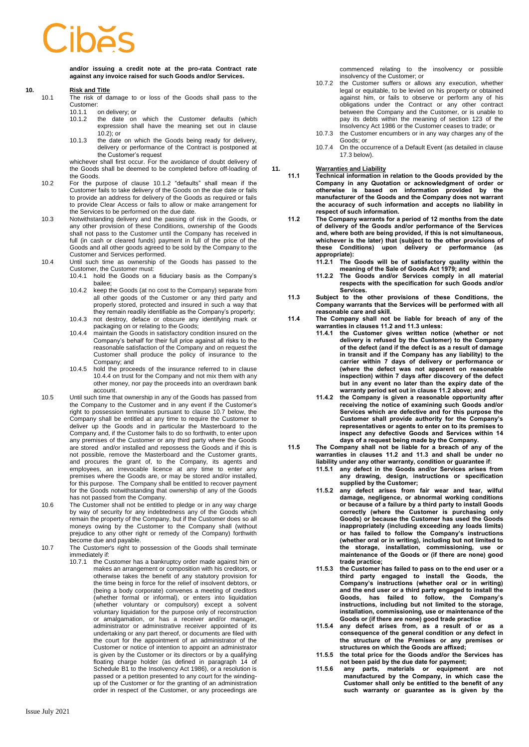**and/or issuing a credit note at the pro-rata Contract rate against any invoice raised for such Goods and/or Services.**

## 10. Risk and Title

10.1 The risk of damage to or loss of the Goods shall pass to the Customer:

10.1.1 on delivery; or

10.1.2 the date on which the Customer defaults (which expression shall have the meaning set out in clause 10.2); or

10.1.3 the date on which the Goods being ready for delivery, delivery or performance of the Contract is postponed at the Customer's request

whichever shall first occur. For the avoidance of doubt delivery of the Goods shall be deemed to be completed before off-loading of the Goods.

10.2 For the purpose of clause 10.1.2 "defaults" shall mean if the Customer fails to take delivery of the Goods on the due date or fails to provide an address for delivery of the Goods as required or fails to provide Clear Access or fails to allow or make arrangement for the Services to be performed on the due date.

10.3 Notwithstanding delivery and the passing of risk in the Goods, or any other provision of these Conditions, ownership of the Goods shall not pass to the Customer until the Company has received in full (in cash or cleared funds) payment in full of the price of the Goods and all other goods agreed to be sold by the Company to the Customer and Services performed.

10.4 Until such time as ownership of the Goods has passed to the Customer, the Customer must:

10.4.1 hold the Goods on a fiduciary basis as the Company's bailee;

10.4.2 keep the Goods (at no cost to the Company) separate from all other goods of the Customer or any third party and properly stored, protected and insured in such a way that they remain readily identifiable as the Company's property;

10.4.3 not destroy, deface or obscure any identifying mark or packaging on or relating to the Goods;

10.4.4 maintain the Goods in satisfactory condition insured on the Company's behalf for their full price against all risks to the reasonable satisfaction of the Company and on request the Customer shall produce the policy of insurance to the Company; and

10.4.5 hold the proceeds of the insurance referred to in clause 10.4.4 on trust for the Company and not mix them with any other money, nor pay the proceeds into an overdrawn bank account.

10.5 Until such time that ownership in any of the Goods has passed from the Company to the Customer and in any event if the Customer's right to possession terminates pursuant to clause 10.7 below, the Company shall be entitled at any time to require the Customer to deliver up the Goods and in particular the Masterboard to the Company and, if the Customer fails to do so forthwith, to enter upon any premises of the Customer or any third party where the Goods are stored and/or installed and repossess the Goods and if this is not possible, remove the Masterboard and the Customer grants, and procures the grant of, to the Company, its agents and employees, an irrevocable licence at any time to enter any premises where the Goods are, or may be stored and/or installed, for this purpose. The Company shall be entitled to recover payment for the Goods notwithstanding that ownership of any of the Goods has not passed from the Company.

10.6 The Customer shall not be entitled to pledge or in any way charge by way of security for any indebtedness any of the Goods which remain the property of the Company, but if the Customer does so all moneys owing by the Customer to the Company shall (without prejudice to any other right or remedy of the Company) forthwith become due and payable.

10.7 The Customer's right to possession of the Goods shall terminate immediately if:

10.7.1 the Customer has a bankruptcy order made against him or makes an arrangement or composition with his creditors, or otherwise takes the benefit of any statutory provision for the time being in force for the relief of insolvent debtors, or (being a body corporate) convenes a meeting of creditors (whether formal or informal), or enters into liquidation (whether voluntary or compulsory) except a solvent voluntary liquidation for the purpose only of reconstruction or amalgamation, or has a receiver and/or manager, administrator or administrative receiver appointed of its undertaking or any part thereof, or documents are filed with the court for the appointment of an administrator of the Customer or notice of intention to appoint an administrator is given by the Customer or its directors or by a qualifying floating charge holder (as defined in paragraph 14 of Schedule B1 to the Insolvency Act 1986), or a resolution is passed or a petition presented to any court for the winding-up of the Customer or for the granting of an administration order in respect of the Customer, or any proceedings are commenced relating to the insolvency or possible insolvency of the Customer; or

10.7.2 the Customer suffers or allows any execution, whether legal or equitable, to be levied on his property or obtained against him, or fails to observe or perform any of his obligations under the Contract or any other contract between the Company and the Customer, or is unable to pay its debts within the meaning of section 123 of the Insolvency Act 1986 or the Customer ceases to trade; or

10.7.3 the Customer encumbers or in any way charges any of the Goods; or

10.7.4 On the occurrence of a Default Event (as detailed in clause 17.3 below).

## 11. Warranties and Liability

**11.1 Technical information in relation to the Goods provided by the Company in any Quotation or acknowledgment of order or otherwise is based on information provided by the manufacturer of the Goods and the Company does not warrant the accuracy of such information and accepts no liability in respect of such information.**

**11.2 The Company warrants for a period of 12 months from the date of delivery of the Goods and/or performance of the Services and, where both are being provided, if this is not simultaneous, whichever is the later) that (subject to the other provisions of these Conditions) upon delivery or performance (as appropriate):**

**11.2.1 The Goods will be of satisfactory quality within the meaning of the Sale of Goods Act 1979; and**

**11.2.2 The Goods and/or Services comply in all material respects with the specification for such Goods and/or Services.**

**11.3 Subject to the other provisions of these Conditions, the Company warrants that the Services will be performed with all reasonable care and skill.**

**11.4 The Company shall not be liable for breach of any of the warranties in clauses 11.2 and 11.3 unless:**

**11.4.1 the Customer gives written notice (whether or not delivery is refused by the Customer) to the Company of the defect (and if the defect is as a result of damage in transit and if the Company has any liability) to the carrier within 7 days of delivery or performance or (where the defect was not apparent on reasonable inspection) within 7 days after discovery of the defect but in any event no later than the expiry date of the warranty period set out in clause 11.2 above; and**

**11.4.2 the Company is given a reasonable opportunity after receiving the notice of examining such Goods and/or Services which are defective and for this purpose the Customer shall provide authority for the Company's representatives or agents to enter on to its premises to inspect any defective Goods and Services within 14 days of a request being made by the Company.**

**11.5 The Company shall not be liable for a breach of any of the warranties in clauses 11.2 and 11.3 and shall be under no liability under any other warranty, condition or guarantee if:**

**11.5.1 any defect in the Goods and/or Services arises from any drawing, design, instructions or specification supplied by the Customer;**

**11.5.2 any defect arises from fair wear and tear, wilful damage, negligence, or abnormal working conditions or because of a failure by a third party to install Goods correctly (where the Customer is purchasing only Goods) or because the Customer has used the Goods inappropriately (including exceeding any loads limits) or has failed to follow the Company's instructions (whether oral or in writing), including but not limited to the storage, installation, commissioning, use or maintenance of the Goods or (if there are none) good trade practice;**

**11.5.3 the Customer has failed to pass on to the end user or a third party engaged to install the Goods, the Company's instructions (whether oral or in writing) and the end user or a third party engaged to install the Goods, has failed to follow, the Company's instructions, including but not limited to the storage, installation, commissioning, use or maintenance of the Goods or (if there are none) good trade practice**

**11.5.4 any defect arises from, as a result of or as a consequence of the general condition or any defect in the structure of the Premises or any premises or structures on which the Goods are affixed;**

**11.5.5 the total price for the Goods and/or the Services has not been paid by the due date for payment;**

**11.5.6 any parts, materials or equipment are not manufactured by the Company, in which case the Customer shall only be entitled to the benefit of any such warranty or guarantee as is given by the**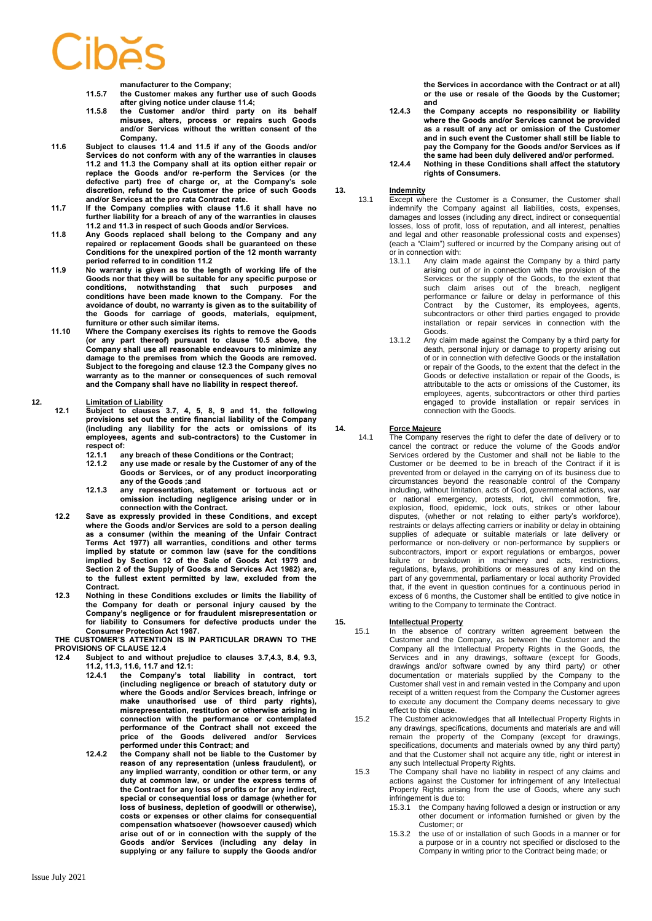**manufacturer to the Company;**

**11.5.7 the Customer makes any further use of such Goods after giving notice under clause 11.4;**

**11.5.8 the Customer and/or third party on its behalf misuses, alters, process or repairs such Goods and/or Services without the written consent of the Company.**

**11.6 Subject to clauses 11.4 and 11.5 if any of the Goods and/or Services do not conform with any of the warranties in clauses 11.2 and 11.3 the Company shall at its option either repair or replace the Goods and/or re-perform the Services (or the defective part) free of charge or, at the Company's sole discretion, refund to the Customer the price of such Goods and/or Services at the pro rata Contract rate.**

**11.7 If the Company complies with clause 11.6 it shall have no further liability for a breach of any of the warranties in clauses 11.2 and 11.3 in respect of such Goods and/or Services.**

**11.8 Any Goods replaced shall belong to the Company and any repaired or replacement Goods shall be guaranteed on these Conditions for the unexpired portion of the 12 month warranty period referred to in condition 11.2**

**11.9 No warranty is given as to the length of working life of the Goods nor that they will be suitable for any specific purpose or conditions, notwithstanding that such purposes and conditions have been made known to the Company. For the avoidance of doubt, no warranty is given as to the suitability of the Goods for carriage of goods, materials, equipment, furniture or other such similar items.**

**11.10 Where the Company exercises its rights to remove the Goods (or any part thereof) pursuant to clause 10.5 above, the Company shall use all reasonable endeavours to minimize any damage to the premises from which the Goods are removed. Subject to the foregoing and clause 12.3 the Company gives no warranty as to the manner or consequences of such removal and the Company shall have no liability in respect thereof.**

## 12. Limitation of Liability

**12.1 Subject to clauses 3.7, 4, 5, 8, 9 and 11, the following provisions set out the entire financial liability of the Company (including any liability for the acts or omissions of its employees, agents and sub-contractors) to the Customer in respect of:**

**12.1.1 any breach of these Conditions or the Contract;**

**12.1.2 any use made or resale by the Customer of any of the Goods or Services, or of any product incorporating any of the Goods ;and**

**12.1.3 any representation, statement or tortuous act or omission including negligence arising under or in connection with the Contract.**

**12.2 Save as expressly provided in these Conditions, and except where the Goods and/or Services are sold to a person dealing as a consumer (within the meaning of the Unfair Contract Terms Act 1977) all warranties, conditions and other terms implied by statute or common law (save for the conditions implied by Section 12 of the Sale of Goods Act 1979 and Section 2 of the Supply of Goods and Services Act 1982) are, to the fullest extent permitted by law, excluded from the Contract.**

**12.3 Nothing in these Conditions excludes or limits the liability of the Company for death or personal injury caused by the Company's negligence or for fraudulent misrepresentation or for liability to Consumers for defective products under the Consumer Protection Act 1987.**

**THE CUSTOMER'S ATTENTION IS IN PARTICULAR DRAWN TO THE PROVISIONS OF CLAUSE 12.4**

**12.4 Subject to and without prejudice to clauses 3.7,4.3, 8.4, 9.3, 11.2, 11.3, 11.6, 11.7 and 12.1:**

**12.4.1 the Company's total liability in contract, tort (including negligence or breach of statutory duty or where the Goods and/or Services breach, infringe or make unauthorised use of third party rights), misrepresentation, restitution or otherwise arising in connection with the performance or contemplated performance of the Contract shall not exceed the price of the Goods delivered and/or Services performed under this Contract; and**

**12.4.2 the Company shall not be liable to the Customer by reason of any representation (unless fraudulent), or any implied warranty, condition or other term, or any duty at common law, or under the express terms of the Contract for any loss of profits or for any indirect, special or consequential loss or damage (whether for loss of business, depletion of goodwill or otherwise), costs or expenses or other claims for consequential compensation whatsoever (howsoever caused) which arise out of or in connection with the supply of the Goods and/or Services (including any delay in supplying or any failure to supply the Goods and/or the Services in accordance with the Contract or at all) or the use or resale of the Goods by the Customer; and**

**12.4.3 the Company accepts no responsibility or liability where the Goods and/or Services cannot be provided as a result of any act or omission of the Customer and in such event the Customer shall still be liable to pay the Company for the Goods and/or Services as if the same had been duly delivered and/or performed.**

**12.4.4 Nothing in these Conditions shall affect the statutory rights of Consumers.**

## 13. Indemnity

13.1 Except where the Customer is a Consumer, the Customer shall indemnify the Company against all liabilities, costs, expenses, damages and losses (including any direct, indirect or consequential losses, loss of profit, loss of reputation, and all interest, penalties and legal and other reasonable professional costs and expenses) (each a "Claim") suffered or incurred by the Company arising out of or in connection with:

13.1.1 Any claim made against the Company by a third party arising out of or in connection with the provision of the Services or the supply of the Goods, to the extent that such claim arises out of the breach, negligent performance or failure or delay in performance of this Contract by the Customer, its employees, agents, subcontractors or other third parties engaged to provide installation or repair services in connection with the Goods.

13.1.2 Any claim made against the Company by a third party for death, personal injury or damage to property arising out of or in connection with defective Goods or the installation or repair of the Goods, to the extent that the defect in the Goods or defective installation or repair of the Goods, is attributable to the acts or omissions of the Customer, its employees, agents, subcontractors or other third parties engaged to provide installation or repair services in connection with the Goods.

## 14. Force Majeure

14.1 The Company reserves the right to defer the date of delivery or to cancel the contract or reduce the volume of the Goods and/or Services ordered by the Customer and shall not be liable to the Customer or be deemed to be in breach of the Contract if it is prevented from or delayed in the carrying on of its business due to circumstances beyond the reasonable control of the Company including, without limitation, acts of God, governmental actions, war or national emergency, protests, riot, civil commotion, fire, explosion, flood, epidemic, lock outs, strikes or other labour disputes, (whether or not relating to either party's workforce), restraints or delays affecting carriers or inability or delay in obtaining supplies of adequate or suitable materials or late delivery or performance or non-delivery or non-performance by suppliers or subcontractors, import or export regulations or embargos, power failure or breakdown in machinery and acts, restrictions, regulations, bylaws, prohibitions or measures of any kind on the part of any governmental, parliamentary or local authority Provided that, if the event in question continues for a continuous period in excess of 6 months, the Customer shall be entitled to give notice in writing to the Company to terminate the Contract.

## 15. Intellectual Property

15.1 In the absence of contrary written agreement between the Customer and the Company, as between the Customer and the Company all the Intellectual Property Rights in the Goods, the Services and in any drawings, software (except for Goods, drawings and/or software owned by any third party) or other documentation or materials supplied by the Company to the Customer shall vest in and remain vested in the Company and upon receipt of a written request from the Company the Customer agrees to execute any document the Company deems necessary to give effect to this clause.

15.2 The Customer acknowledges that all Intellectual Property Rights in any drawings, specifications, documents and materials are and will remain the property of the Company (except for drawings, specifications, documents and materials owned by any third party) and that the Customer shall not acquire any title, right or interest in any such Intellectual Property Rights.

15.3 The Company shall have no liability in respect of any claims and actions against the Customer for infringement of any Intellectual Property Rights arising from the use of Goods, where any such infringement is due to:

15.3.1 the Company having followed a design or instruction or any other document or information furnished or given by the Customer; or

15.3.2 the use of or installation of such Goods in a manner or for a purpose or in a country not specified or disclosed to the Company in writing prior to the Contract being made; or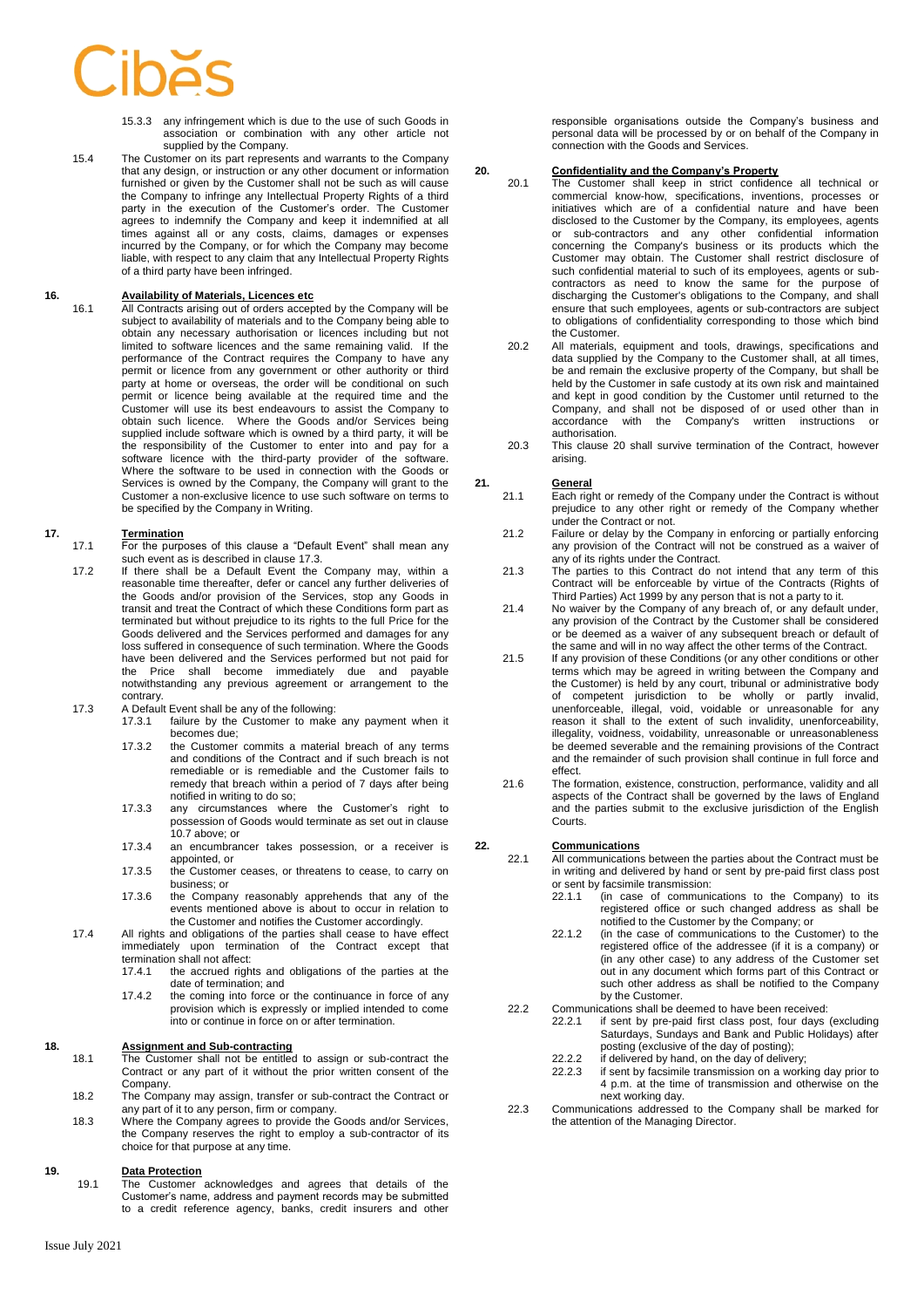15.3.3 any infringement which is due to the use of such Goods in association or combination with any other article not supplied by the Company.

15.4 The Customer on its part represents and warrants to the Company that any design, or instruction or any other document or information furnished or given by the Customer shall not be such as will cause the Company to infringe any Intellectual Property Rights of a third party in the execution of the Customer's order. The Customer agrees to indemnify the Company and keep it indemnified at all times against all or any costs, claims, damages or expenses incurred by the Company, or for which the Company may become liable, with respect to any claim that any Intellectual Property Rights of a third party have been infringed.

## 16. Availability of Materials, Licences etc

16.1 All Contracts arising out of orders accepted by the Company will be subject to availability of materials and to the Company being able to obtain any necessary authorisation or licences including but not limited to software licences and the same remaining valid. If the performance of the Contract requires the Company to have any permit or licence from any government or other authority or third party at home or overseas, the order will be conditional on such permit or licence being available at the required time and the Customer will use its best endeavours to assist the Company to obtain such licence. Where the Goods and/or Services being supplied include software which is owned by a third party, it will be the responsibility of the Customer to enter into and pay for a software licence with the third-party provider of the software. Where the software to be used in connection with the Goods or Services is owned by the Company, the Company will grant to the Customer a non-exclusive licence to use such software on terms to be specified by the Company in Writing.

## 17. Termination

17.1 For the purposes of this clause a "Default Event" shall mean any such event as is described in clause 17.3.

17.2 If there shall be a Default Event the Company may, within a reasonable time thereafter, defer or cancel any further deliveries of the Goods and/or provision of the Services, stop any Goods in transit and treat the Contract of which these Conditions form part as terminated but without prejudice to its rights to the full Price for the Goods delivered and the Services performed and damages for any loss suffered in consequence of such termination. Where the Goods have been delivered and the Services performed but not paid for the Price shall become immediately due and payable notwithstanding any previous agreement or arrangement to the contrary.

17.3 A Default Event shall be any of the following:

17.3.1 failure by the Customer to make any payment when it becomes due;

17.3.2 the Customer commits a material breach of any terms and conditions of the Contract and if such breach is not remediable or is remediable and the Customer fails to remedy that breach within a period of 7 days after being notified in writing to do so;

17.3.3 any circumstances where the Customer's right to possession of Goods would terminate as set out in clause 10.7 above; or

17.3.4 an encumbrancer takes possession, or a receiver is appointed, or

17.3.5 the Customer ceases, or threatens to cease, to carry on business; or

17.3.6 the Company reasonably apprehends that any of the events mentioned above is about to occur in relation to the Customer and notifies the Customer accordingly.

17.4 All rights and obligations of the parties shall cease to have effect immediately upon termination of the Contract except that termination shall not affect:

17.4.1 the accrued rights and obligations of the parties at the date of termination; and

17.4.2 the coming into force or the continuance in force of any provision which is expressly or implied intended to come into or continue in force on or after termination.

## 18. Assignment and Sub-contracting

18.1 The Customer shall not be entitled to assign or sub-contract the Contract or any part of it without the prior written consent of the Company.

18.2 The Company may assign, transfer or sub-contract the Contract or any part of it to any person, firm or company.

18.3 Where the Company agrees to provide the Goods and/or Services, the Company reserves the right to employ a sub-contractor of its choice for that purpose at any time.

## 19. Data Protection

19.1 The Customer acknowledges and agrees that details of the Customer's name, address and payment records may be submitted to a credit reference agency, banks, credit insurers and other responsible organisations outside the Company's business and personal data will be processed by or on behalf of the Company in connection with the Goods and Services.

## 20. Confidentiality and the Company's Property

20.1 The Customer shall keep in strict confidence all technical or commercial know-how, specifications, inventions, processes or initiatives which are of a confidential nature and have been disclosed to the Customer by the Company, its employees, agents or sub-contractors and any other confidential information concerning the Company's business or its products which the Customer may obtain. The Customer shall restrict disclosure of such confidential material to such of its employees, agents or sub-contractors as need to know the same for the purpose of discharging the Customer's obligations to the Company, and shall ensure that such employees, agents or sub-contractors are subject to obligations of confidentiality corresponding to those which bind the Customer.

20.2 All materials, equipment and tools, drawings, specifications and data supplied by the Company to the Customer shall, at all times, be and remain the exclusive property of the Company, but shall be held by the Customer in safe custody at its own risk and maintained and kept in good condition by the Customer until returned to the Company, and shall not be disposed of or used other than in accordance with the Company's written instructions or authorisation.

20.3 This clause 20 shall survive termination of the Contract, however arising.

## 21. General

21.1 Each right or remedy of the Company under the Contract is without prejudice to any other right or remedy of the Company whether under the Contract or not.

21.2 Failure or delay by the Company in enforcing or partially enforcing any provision of the Contract will not be construed as a waiver of any of its rights under the Contract.

21.3 The parties to this Contract do not intend that any term of this Contract will be enforceable by virtue of the Contracts (Rights of Third Parties) Act 1999 by any person that is not a party to it.

21.4 No waiver by the Company of any breach of, or any default under, any provision of the Contract by the Customer shall be considered or be deemed as a waiver of any subsequent breach or default of the same and will in no way affect the other terms of the Contract.

21.5 If any provision of these Conditions (or any other conditions or other terms which may be agreed in writing between the Company and the Customer) is held by any court, tribunal or administrative body of competent jurisdiction to be wholly or partly invalid, unenforceable, illegal, void, voidable or unreasonable for any reason it shall to the extent of such invalidity, unenforceability, illegality, voidness, voidability, unreasonable or unreasonableness be deemed severable and the remaining provisions of the Contract and the remainder of such provision shall continue in full force and effect.

21.6 The formation, existence, construction, performance, validity and all aspects of the Contract shall be governed by the laws of England and the parties submit to the exclusive jurisdiction of the English Courts.

## 22. Communications

22.1 All communications between the parties about the Contract must be in writing and delivered by hand or sent by pre-paid first class post or sent by facsimile transmission:

22.1.1 (in case of communications to the Company) to its registered office or such changed address as shall be notified to the Customer by the Company; or

22.1.2 (in the case of communications to the Customer) to the registered office of the addressee (if it is a company) or (in any other case) to any address of the Customer set out in any document which forms part of this Contract or such other address as shall be notified to the Company by the Customer.

22.2 Communications shall be deemed to have been received:

22.2.1 if sent by pre-paid first class post, four days (excluding Saturdays, Sundays and Bank and Public Holidays) after posting (exclusive of the day of posting);

22.2.2 if delivered by hand, on the day of delivery;

22.2.3 if sent by facsimile transmission on a working day prior to 4 p.m. at the time of transmission and otherwise on the next working day.

22.3 Communications addressed to the Company shall be marked for the attention of the Managing Director.

Issue July 2021